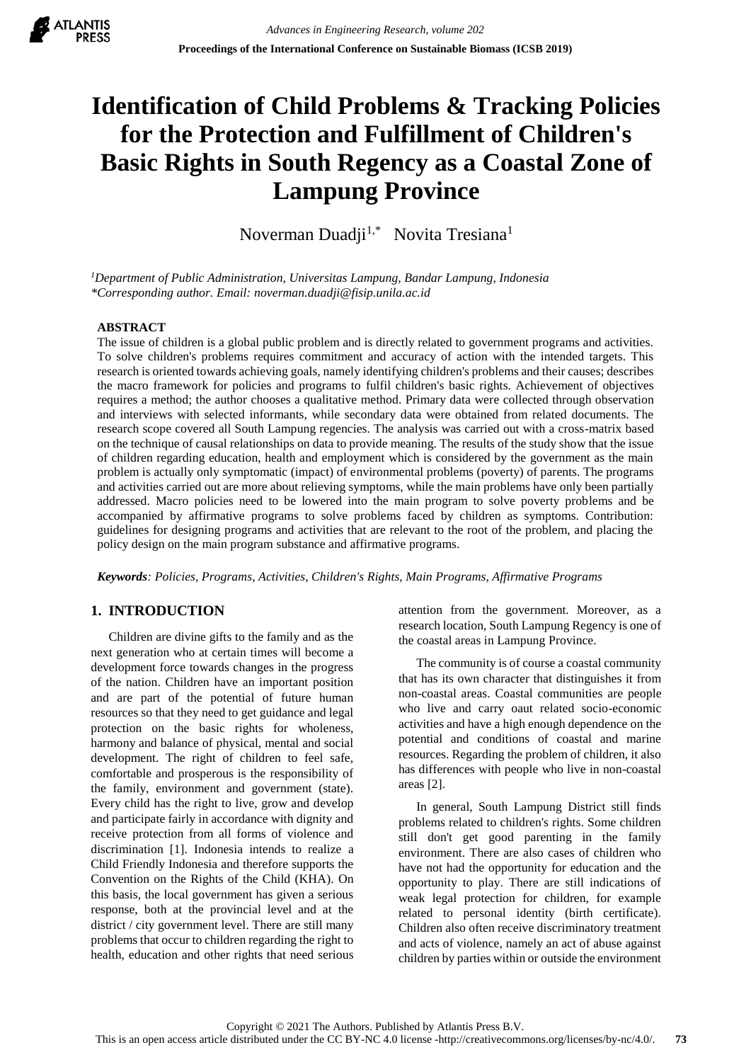# Identification of Child Problems & Tracking Policies for the Protection and Fulfillment of Children's Basic Rights in South Regency as a Coastal Zone of Lampung Province

Noverman Duadji[1,*] Novita Tresiana[1]

[1]*Department of Public Administration, Universitas Lampung, Bandar Lampung, Indonesia*
*\*Corresponding author. Email: noverman.duadji@fisip.unila.ac.id*

## ABSTRACT

The issue of children is a global public problem and is directly related to government programs and activities. To solve children's problems requires commitment and accuracy of action with the intended targets. This research is oriented towards achieving goals, namely identifying children's problems and their causes; describes the macro framework for policies and programs to fulfil children's basic rights. Achievement of objectives requires a method; the author chooses a qualitative method. Primary data were collected through observation and interviews with selected informants, while secondary data were obtained from related documents. The research scope covered all South Lampung regencies. The analysis was carried out with a cross-matrix based on the technique of causal relationships on data to provide meaning. The results of the study show that the issue of children regarding education, health and employment which is considered by the government as the main problem is actually only symptomatic (impact) of environmental problems (poverty) of parents. The programs and activities carried out are more about relieving symptoms, while the main problems have only been partially addressed. Macro policies need to be lowered into the main program to solve poverty problems and be accompanied by affirmative programs to solve problems faced by children as symptoms. Contribution: guidelines for designing programs and activities that are relevant to the root of the problem, and placing the policy design on the main program substance and affirmative programs.

***Keywords**: Policies, Programs, Activities, Children's Rights, Main Programs, Affirmative Programs*

## 1. INTRODUCTION

Children are divine gifts to the family and as the next generation who at certain times will become a development force towards changes in the progress of the nation. Children have an important position and are part of the potential of future human resources so that they need to get guidance and legal protection on the basic rights for wholeness, harmony and balance of physical, mental and social development. The right of children to feel safe, comfortable and prosperous is the responsibility of the family, environment and government (state). Every child has the right to live, grow and develop and participate fairly in accordance with dignity and receive protection from all forms of violence and discrimination [1]. Indonesia intends to realize a Child Friendly Indonesia and therefore supports the Convention on the Rights of the Child (KHA). On this basis, the local government has given a serious response, both at the provincial level and at the district / city government level. There are still many problems that occur to children regarding the right to health, education and other rights that need serious attention from the government. Moreover, as a research location, South Lampung Regency is one of the coastal areas in Lampung Province.

The community is of course a coastal community that has its own character that distinguishes it from non-coastal areas. Coastal communities are people who live and carry oaut related socio-economic activities and have a high enough dependence on the potential and conditions of coastal and marine resources. Regarding the problem of children, it also has differences with people who live in non-coastal areas [2].

In general, South Lampung District still finds problems related to children's rights. Some children still don't get good parenting in the family environment. There are also cases of children who have not had the opportunity for education and the opportunity to play. There are still indications of weak legal protection for children, for example related to personal identity (birth certificate). Children also often receive discriminatory treatment and acts of violence, namely an act of abuse against children by parties within or outside the environment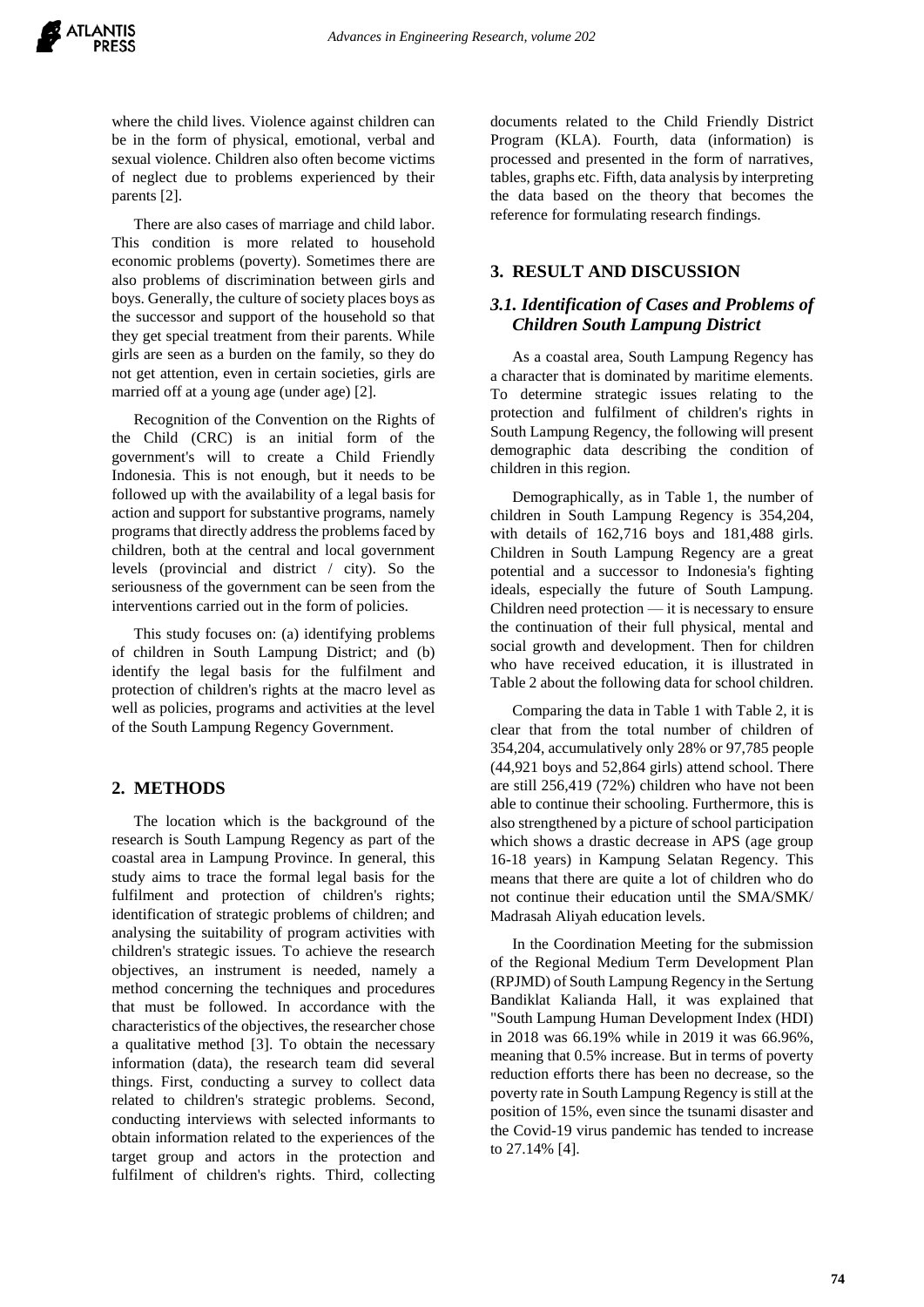where the child lives. Violence against children can be in the form of physical, emotional, verbal and sexual violence. Children also often become victims of neglect due to problems experienced by their parents [2].

There are also cases of marriage and child labor. This condition is more related to household economic problems (poverty). Sometimes there are also problems of discrimination between girls and boys. Generally, the culture of society places boys as the successor and support of the household so that they get special treatment from their parents. While girls are seen as a burden on the family, so they do not get attention, even in certain societies, girls are married off at a young age (under age) [2].

Recognition of the Convention on the Rights of the Child (CRC) is an initial form of the government's will to create a Child Friendly Indonesia. This is not enough, but it needs to be followed up with the availability of a legal basis for action and support for substantive programs, namely programs that directly address the problems faced by children, both at the central and local government levels (provincial and district / city). So the seriousness of the government can be seen from the interventions carried out in the form of policies.

This study focuses on: (a) identifying problems of children in South Lampung District; and (b) identify the legal basis for the fulfilment and protection of children's rights at the macro level as well as policies, programs and activities at the level of the South Lampung Regency Government.

## 2. METHODS

The location which is the background of the research is South Lampung Regency as part of the coastal area in Lampung Province. In general, this study aims to trace the formal legal basis for the fulfilment and protection of children's rights; identification of strategic problems of children; and analysing the suitability of program activities with children's strategic issues. To achieve the research objectives, an instrument is needed, namely a method concerning the techniques and procedures that must be followed. In accordance with the characteristics of the objectives, the researcher chose a qualitative method [3]. To obtain the necessary information (data), the research team did several things. First, conducting a survey to collect data related to children's strategic problems. Second, conducting interviews with selected informants to obtain information related to the experiences of the target group and actors in the protection and fulfilment of children's rights. Third, collecting documents related to the Child Friendly District Program (KLA). Fourth, data (information) is processed and presented in the form of narratives, tables, graphs etc. Fifth, data analysis by interpreting the data based on the theory that becomes the reference for formulating research findings.

## 3. RESULT AND DISCUSSION

### *3.1. Identification of Cases and Problems of Children South Lampung District*

As a coastal area, South Lampung Regency has a character that is dominated by maritime elements. To determine strategic issues relating to the protection and fulfilment of children's rights in South Lampung Regency, the following will present demographic data describing the condition of children in this region.

Demographically, as in Table 1, the number of children in South Lampung Regency is 354,204, with details of 162,716 boys and 181,488 girls. Children in South Lampung Regency are a great potential and a successor to Indonesia's fighting ideals, especially the future of South Lampung. Children need protection — it is necessary to ensure the continuation of their full physical, mental and social growth and development. Then for children who have received education, it is illustrated in Table 2 about the following data for school children.

Comparing the data in Table 1 with Table 2, it is clear that from the total number of children of 354,204, accumulatively only 28% or 97,785 people (44,921 boys and 52,864 girls) attend school. There are still 256,419 (72%) children who have not been able to continue their schooling. Furthermore, this is also strengthened by a picture of school participation which shows a drastic decrease in APS (age group 16-18 years) in Kampung Selatan Regency. This means that there are quite a lot of children who do not continue their education until the SMA/SMK/ Madrasah Aliyah education levels.

In the Coordination Meeting for the submission of the Regional Medium Term Development Plan (RPJMD) of South Lampung Regency in the Sertung Bandiklat Kalianda Hall, it was explained that "South Lampung Human Development Index (HDI) in 2018 was 66.19% while in 2019 it was 66.96%, meaning that 0.5% increase. But in terms of poverty reduction efforts there has been no decrease, so the poverty rate in South Lampung Regency is still at the position of 15%, even since the tsunami disaster and the Covid-19 virus pandemic has tended to increase to 27.14% [4].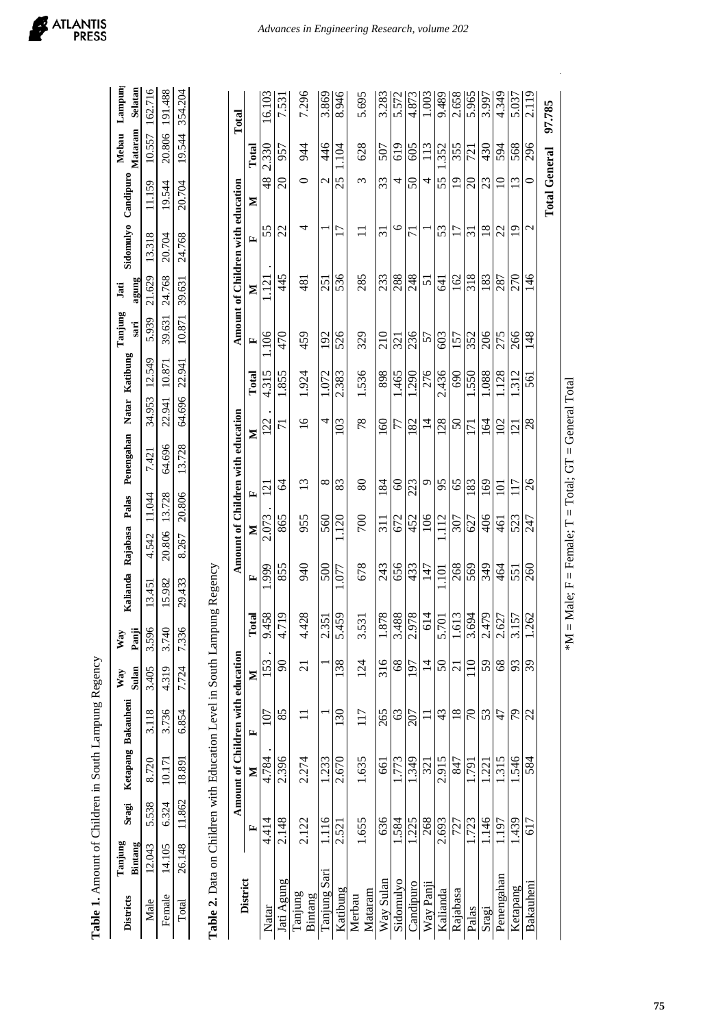**Table 1.** Amount of Children in South Lampung Regency

| Districts | Tanjung Bintang | Sragi | Ketapang | Bakauheni | Way Sulan | Way Panji | Kalianda | Rajabasa | Palas | Penengahan | Natar | Katibung | Tanjung sari | Jati agung | Sidomulyo | Candipuro | Mebau Mataram | Lampung Selatan |
|---|---|---|---|---|---|---|---|---|---|---|---|---|---|---|---|---|---|---|
| Male | 12.043 | 5.538 | 8.720 | 3.118 | 3.405 | 3.596 | 13.451 | 4.542 | 11.044 | 7.421 | 34.953 | 12.549 | 5.939 | 21.629 | 13.318 | 11.159 | 10.557 | 162.716 |
| Female | 14.105 | 6.324 | 10.171 | 3.736 | 4.319 | 3.740 | 15.982 | 20.806 | 13.728 | 64.696 | 22.941 | 10.871 | 39.631 | 24.768 | 20.704 | 19.544 | 20.806 | 191.488 |
| Total | 26.148 | 11.862 | 18.891 | 6.854 | 7.724 | 7.336 | 29.433 | 8.267 | 20.806 | 13.728 | 64.696 | 22.941 | 10.871 | 39.631 | 24.768 | 20.704 | 19.544 | 354.204 |

**Table 2.** Data on Children with Education Level in South Lampung Regency

| District | Amount of Children with education | | | | Amount of Children with education | | | | Amount of Children with education | | | | Total |
|---|---|---|---|---|---|---|---|---|---|---|---|---|---|
| | F | M | F | M | Total | F | M | F | M | Total | F | M | F | M | Total | |
| Natar | 4.414 | 4.784 | 107 | 153 | 9.458 | 1.999 | 2.073 | 121 | 122 | 4.315 | 1.106 | 1.121 | 55 | 48 | 2.330 | 16.103 |
| Jati Agung | 2.148 | 2.396 | 85 | 90 | 4.719 | 855 | 865 | 64 | 71 | 1.855 | 470 | 445 | 22 | 20 | 957 | 7.531 |
| Tanjung Bintang | 2.122 | 2.274 | 11 | 21 | 4.428 | 940 | 955 | 13 | 16 | 1.924 | 459 | 481 | 4 | 0 | 944 | 7.296 |
| Tanjung Sari | 1.116 | 1.233 | 1 | 1 | 2.351 | 500 | 560 | 8 | 4 | 1.072 | 192 | 251 | 1 | 2 | 446 | 3.869 |
| Katibung | 2.521 | 2.670 | 130 | 138 | 5.459 | 1.077 | 1.120 | 83 | 103 | 2.383 | 526 | 536 | 17 | 25 | 1.104 | 8.946 |
| Merbau Mataram | 1.655 | 1.635 | 117 | 124 | 3.531 | 678 | 700 | 80 | 78 | 1.536 | 329 | 285 | 11 | 3 | 628 | 5.695 |
| Way Sulan | 636 | 661 | 265 | 316 | 1.878 | 243 | 311 | 184 | 160 | 898 | 210 | 233 | 31 | 33 | 507 | 3.283 |
| Sidomulyo | 1.584 | 1.773 | 63 | 68 | 3.488 | 656 | 672 | 60 | 77 | 1.465 | 321 | 288 | 6 | 4 | 619 | 5.572 |
| Candipuro | 1.225 | 1.349 | 207 | 197 | 2.978 | 433 | 452 | 223 | 182 | 1.290 | 236 | 248 | 71 | 50 | 605 | 4.873 |
| Way Panji | 268 | 321 | 11 | 14 | 614 | 147 | 106 | 9 | 14 | 276 | 57 | 51 | 1 | 4 | 113 | 1.003 |
| Kalianda | 2.693 | 2.915 | 43 | 50 | 5.701 | 1.101 | 1.112 | 95 | 128 | 2.436 | 603 | 641 | 53 | 55 | 1.352 | 9.489 |
| Rajabasa | 727 | 847 | 18 | 21 | 1.613 | 268 | 307 | 65 | 50 | 690 | 157 | 162 | 17 | 19 | 355 | 2.658 |
| Palas | 1.723 | 1.791 | 70 | 110 | 3.694 | 569 | 627 | 183 | 171 | 1.550 | 352 | 318 | 31 | 20 | 721 | 5.965 |
| Sragi | 1.146 | 1.221 | 53 | 59 | 2.479 | 349 | 406 | 169 | 164 | 1.088 | 206 | 183 | 18 | 23 | 430 | 3.997 |
| Penengahan | 1.197 | 1.315 | 47 | 68 | 2.627 | 464 | 461 | 101 | 102 | 1.128 | 275 | 287 | 22 | 10 | 594 | 4.349 |
| Ketapang | 1.439 | 1.546 | 79 | 93 | 3.157 | 551 | 523 | 117 | 121 | 1.312 | 266 | 270 | 19 | 13 | 568 | 5.037 |
| Bakauheni | 617 | 584 | 22 | 39 | 1.262 | 260 | 247 | 26 | 28 | 561 | 148 | 146 | 2 | 0 | 296 | 2.119 |
| | | | | | | | | | | | | | | Total General | | 97.785 |

*M = Male; F = Female; T = Total; GT = General Total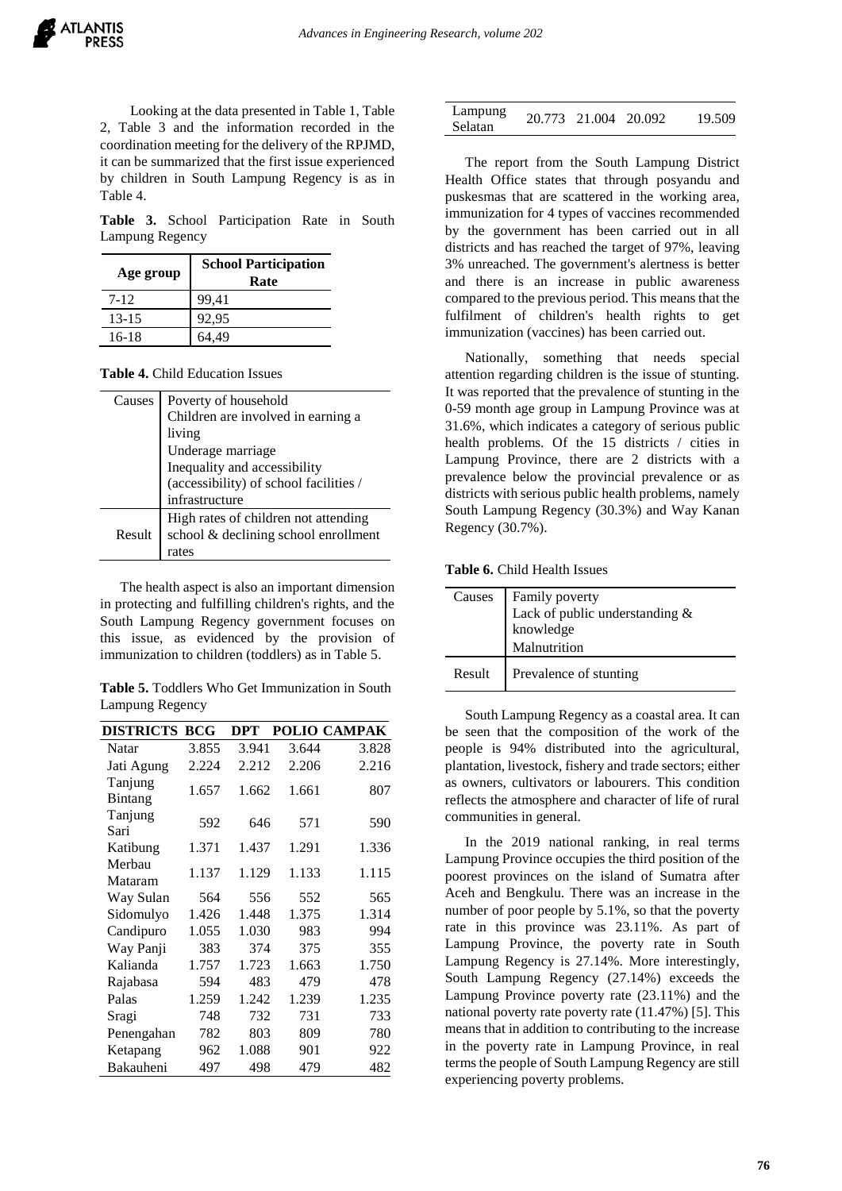Looking at the data presented in Table 1, Table 2, Table 3 and the information recorded in the coordination meeting for the delivery of the RPJMD, it can be summarized that the first issue experienced by children in South Lampung Regency is as in Table 4.

**Table 3.** School Participation Rate in South Lampung Regency

| Age group | School Participation Rate |
|---|---|
| 7-12 | 99,41 |
| 13-15 | 92,95 |
| 16-18 | 64,49 |

**Table 4.** Child Education Issues

| | |
|---|---|
| Causes | Poverty of household<br>Children are involved in earning a living<br>Underage marriage<br>Inequality and accessibility (accessibility) of school facilities / infrastructure |
| Result | High rates of children not attending school & declining school enrollment rates |

The health aspect is also an important dimension in protecting and fulfilling children's rights, and the South Lampung Regency government focuses on this issue, as evidenced by the provision of immunization to children (toddlers) as in Table 5.

**Table 5.** Toddlers Who Get Immunization in South Lampung Regency

| DISTRICTS | BCG | DPT | POLIO | CAMPAK |
|---|---|---|---|---|
| Natar | 3.855 | 3.941 | 3.644 | 3.828 |
| Jati Agung | 2.224 | 2.212 | 2.206 | 2.216 |
| Tanjung Bintang | 1.657 | 1.662 | 1.661 | 807 |
| Tanjung Sari | 592 | 646 | 571 | 590 |
| Katibung | 1.371 | 1.437 | 1.291 | 1.336 |
| Merbau Mataram | 1.137 | 1.129 | 1.133 | 1.115 |
| Way Sulan | 564 | 556 | 552 | 565 |
| Sidomulyo | 1.426 | 1.448 | 1.375 | 1.314 |
| Candipuro | 1.055 | 1.030 | 983 | 994 |
| Way Panji | 383 | 374 | 375 | 355 |
| Kalianda | 1.757 | 1.723 | 1.663 | 1.750 |
| Rajabasa | 594 | 483 | 479 | 478 |
| Palas | 1.259 | 1.242 | 1.239 | 1.235 |
| Sragi | 748 | 732 | 731 | 733 |
| Penengahan | 782 | 803 | 809 | 780 |
| Ketapang | 962 | 1.088 | 901 | 922 |
| Bakauheni | 497 | 498 | 479 | 482 |
| Lampung Selatan | 20.773 | 21.004 | 20.092 | 19.509 |

The report from the South Lampung District Health Office states that through posyandu and puskesmas that are scattered in the working area, immunization for 4 types of vaccines recommended by the government has been carried out in all districts and has reached the target of 97%, leaving 3% unreached. The government's alertness is better and there is an increase in public awareness compared to the previous period. This means that the fulfilment of children's health rights to get immunization (vaccines) has been carried out.

Nationally, something that needs special attention regarding children is the issue of stunting. It was reported that the prevalence of stunting in the 0-59 month age group in Lampung Province was at 31.6%, which indicates a category of serious public health problems. Of the 15 districts / cities in Lampung Province, there are 2 districts with a prevalence below the provincial prevalence or as districts with serious public health problems, namely South Lampung Regency (30.3%) and Way Kanan Regency (30.7%).

**Table 6.** Child Health Issues

| | |
|---|---|
| Causes | Family poverty<br>Lack of public understanding & knowledge<br>Malnutrition |
| Result | Prevalence of stunting |

South Lampung Regency as a coastal area. It can be seen that the composition of the work of the people is 94% distributed into the agricultural, plantation, livestock, fishery and trade sectors; either as owners, cultivators or labourers. This condition reflects the atmosphere and character of life of rural communities in general.

In the 2019 national ranking, in real terms Lampung Province occupies the third position of the poorest provinces on the island of Sumatra after Aceh and Bengkulu. There was an increase in the number of poor people by 5.1%, so that the poverty rate in this province was 23.11%. As part of Lampung Province, the poverty rate in South Lampung Regency is 27.14%. More interestingly, South Lampung Regency (27.14%) exceeds the Lampung Province poverty rate (23.11%) and the national poverty rate poverty rate (11.47%) [5]. This means that in addition to contributing to the increase in the poverty rate in Lampung Province, in real terms the people of South Lampung Regency are still experiencing poverty problems.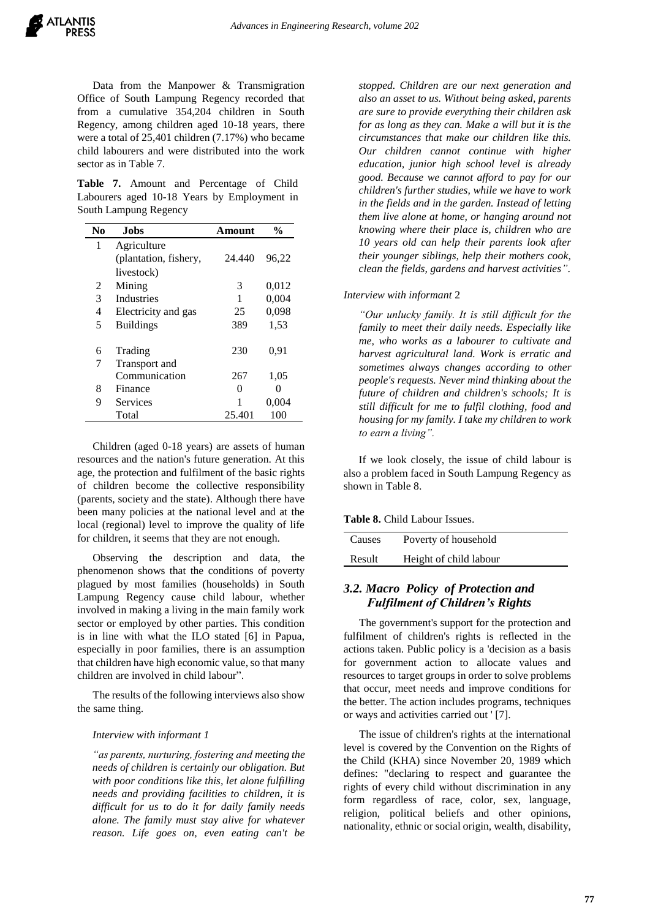Data from the Manpower & Transmigration Office of South Lampung Regency recorded that from a cumulative 354,204 children in South Regency, among children aged 10-18 years, there were a total of 25,401 children (7.17%) who became child labourers and were distributed into the work sector as in Table 7.

**Table 7.** Amount and Percentage of Child Labourers aged 10-18 Years by Employment in South Lampung Regency

| No | Jobs | Amount | % |
|---|---|---|---|
| 1 | Agriculture (plantation, fishery, livestock) | 24.440 | 96,22 |
| 2 | Mining | 3 | 0,012 |
| 3 | Industries | 1 | 0,004 |
| 4 | Electricity and gas | 25 | 0,098 |
| 5 | Buildings | 389 | 1,53 |
| 6 | Trading | 230 | 0,91 |
| 7 | Transport and Communication | 267 | 1,05 |
| 8 | Finance | 0 | 0 |
| 9 | Services | 1 | 0,004 |
| | Total | 25.401 | 100 |

Children (aged 0-18 years) are assets of human resources and the nation's future generation. At this age, the protection and fulfilment of the basic rights of children become the collective responsibility (parents, society and the state). Although there have been many policies at the national level and at the local (regional) level to improve the quality of life for children, it seems that they are not enough.

Observing the description and data, the phenomenon shows that the conditions of poverty plagued by most families (households) in South Lampung Regency cause child labour, whether involved in making a living in the main family work sector or employed by other parties. This condition is in line with what the ILO stated [6] in Papua, especially in poor families, there is an assumption that children have high economic value, so that many children are involved in child labour".

The results of the following interviews also show the same thing.

*Interview with informant 1*

*"as parents, nurturing, fostering and meeting the needs of children is certainly our obligation. But with poor conditions like this, let alone fulfilling needs and providing facilities to children, it is difficult for us to do it for daily family needs alone. The family must stay alive for whatever reason. Life goes on, even eating can't be stopped. Children are our next generation and also an asset to us. Without being asked, parents are sure to provide everything their children ask for as long as they can. Make a will but it is the circumstances that make our children like this. Our children cannot continue with higher education, junior high school level is already good. Because we cannot afford to pay for our children's further studies, while we have to work in the fields and in the garden. Instead of letting them live alone at home, or hanging around not knowing where their place is, children who are 10 years old can help their parents look after their younger siblings, help their mothers cook, clean the fields, gardens and harvest activities".*

*Interview with informant 2*

*"Our unlucky family. It is still difficult for the family to meet their daily needs. Especially like me, who works as a labourer to cultivate and harvest agricultural land. Work is erratic and sometimes always changes according to other people's requests. Never mind thinking about the future of children and children's schools; It is still difficult for me to fulfil clothing, food and housing for my family. I take my children to work to earn a living".*

If we look closely, the issue of child labour is also a problem faced in South Lampung Regency as shown in Table 8.

**Table 8.** Child Labour Issues.

| | |
|---|---|
| Causes | Poverty of household |
| Result | Height of child labour |

### *3.2. Macro Policy of Protection and Fulfilment of Children's Rights*

The government's support for the protection and fulfilment of children's rights is reflected in the actions taken. Public policy is a 'decision as a basis for government action to allocate values and resources to target groups in order to solve problems that occur, meet needs and improve conditions for the better. The action includes programs, techniques or ways and activities carried out ' [7].

The issue of children's rights at the international level is covered by the Convention on the Rights of the Child (KHA) since November 20, 1989 which defines: "declaring to respect and guarantee the rights of every child without discrimination in any form regardless of race, color, sex, language, religion, political beliefs and other opinions, nationality, ethnic or social origin, wealth, disability,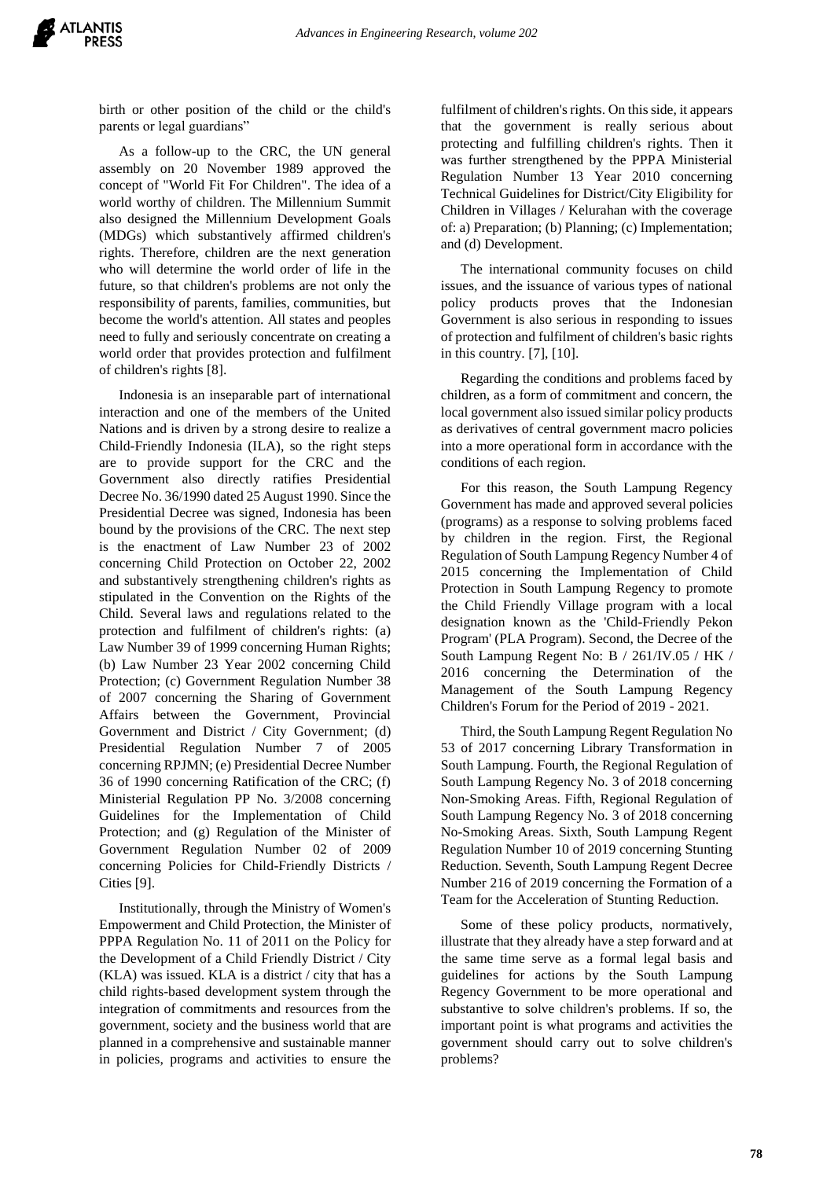birth or other position of the child or the child's parents or legal guardians"

As a follow-up to the CRC, the UN general assembly on 20 November 1989 approved the concept of "World Fit For Children". The idea of a world worthy of children. The Millennium Summit also designed the Millennium Development Goals (MDGs) which substantively affirmed children's rights. Therefore, children are the next generation who will determine the world order of life in the future, so that children's problems are not only the responsibility of parents, families, communities, but become the world's attention. All states and peoples need to fully and seriously concentrate on creating a world order that provides protection and fulfilment of children's rights [8].

Indonesia is an inseparable part of international interaction and one of the members of the United Nations and is driven by a strong desire to realize a Child-Friendly Indonesia (ILA), so the right steps are to provide support for the CRC and the Government also directly ratifies Presidential Decree No. 36/1990 dated 25 August 1990. Since the Presidential Decree was signed, Indonesia has been bound by the provisions of the CRC. The next step is the enactment of Law Number 23 of 2002 concerning Child Protection on October 22, 2002 and substantively strengthening children's rights as stipulated in the Convention on the Rights of the Child. Several laws and regulations related to the protection and fulfilment of children's rights: (a) Law Number 39 of 1999 concerning Human Rights; (b) Law Number 23 Year 2002 concerning Child Protection; (c) Government Regulation Number 38 of 2007 concerning the Sharing of Government Affairs between the Government, Provincial Government and District / City Government; (d) Presidential Regulation Number 7 of 2005 concerning RPJMN; (e) Presidential Decree Number 36 of 1990 concerning Ratification of the CRC; (f) Ministerial Regulation PP No. 3/2008 concerning Guidelines for the Implementation of Child Protection; and (g) Regulation of the Minister of Government Regulation Number 02 of 2009 concerning Policies for Child-Friendly Districts / Cities [9].

Institutionally, through the Ministry of Women's Empowerment and Child Protection, the Minister of PPPA Regulation No. 11 of 2011 on the Policy for the Development of a Child Friendly District / City (KLA) was issued. KLA is a district / city that has a child rights-based development system through the integration of commitments and resources from the government, society and the business world that are planned in a comprehensive and sustainable manner in policies, programs and activities to ensure the fulfilment of children's rights. On this side, it appears that the government is really serious about protecting and fulfilling children's rights. Then it was further strengthened by the PPPA Ministerial Regulation Number 13 Year 2010 concerning Technical Guidelines for District/City Eligibility for Children in Villages / Kelurahan with the coverage of: a) Preparation; (b) Planning; (c) Implementation; and (d) Development.

The international community focuses on child issues, and the issuance of various types of national policy products proves that the Indonesian Government is also serious in responding to issues of protection and fulfilment of children's basic rights in this country. [7], [10].

Regarding the conditions and problems faced by children, as a form of commitment and concern, the local government also issued similar policy products as derivatives of central government macro policies into a more operational form in accordance with the conditions of each region.

For this reason, the South Lampung Regency Government has made and approved several policies (programs) as a response to solving problems faced by children in the region. First, the Regional Regulation of South Lampung Regency Number 4 of 2015 concerning the Implementation of Child Protection in South Lampung Regency to promote the Child Friendly Village program with a local designation known as the 'Child-Friendly Pekon Program' (PLA Program). Second, the Decree of the South Lampung Regent No: B / 261/IV.05 / HK / 2016 concerning the Determination of the Management of the South Lampung Regency Children's Forum for the Period of 2019 - 2021.

Third, the South Lampung Regent Regulation No 53 of 2017 concerning Library Transformation in South Lampung. Fourth, the Regional Regulation of South Lampung Regency No. 3 of 2018 concerning Non-Smoking Areas. Fifth, Regional Regulation of South Lampung Regency No. 3 of 2018 concerning No-Smoking Areas. Sixth, South Lampung Regent Regulation Number 10 of 2019 concerning Stunting Reduction. Seventh, South Lampung Regent Decree Number 216 of 2019 concerning the Formation of a Team for the Acceleration of Stunting Reduction.

Some of these policy products, normatively, illustrate that they already have a step forward and at the same time serve as a formal legal basis and guidelines for actions by the South Lampung Regency Government to be more operational and substantive to solve children's problems. If so, the important point is what programs and activities the government should carry out to solve children's problems?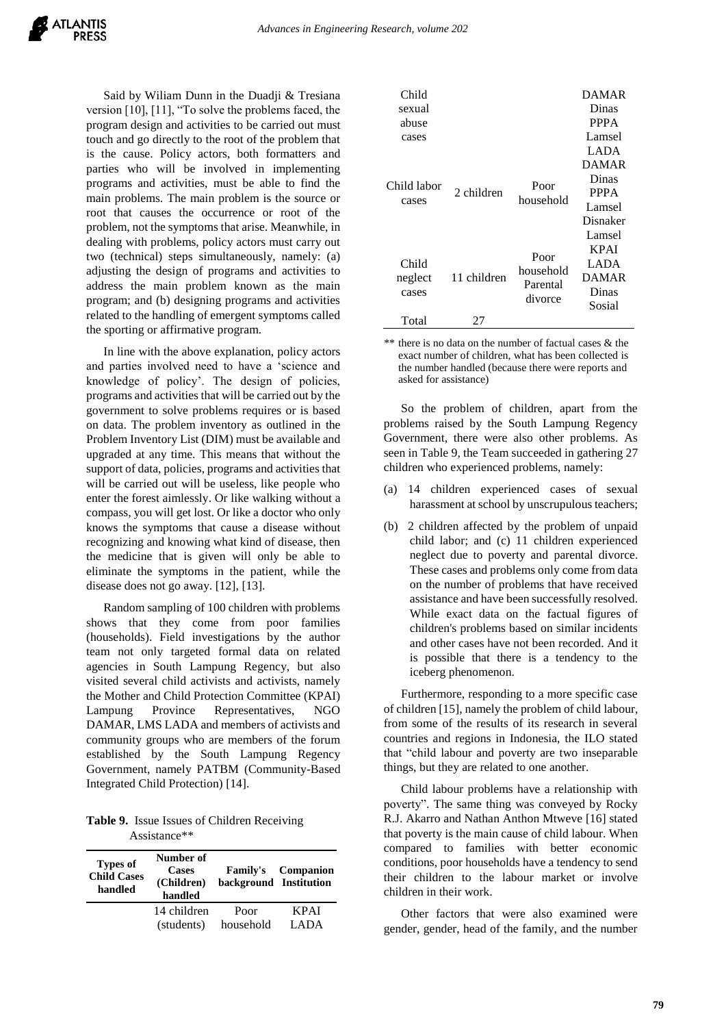Said by Wiliam Dunn in the Duadji & Tresiana version [10], [11], "To solve the problems faced, the program design and activities to be carried out must touch and go directly to the root of the problem that is the cause. Policy actors, both formatters and parties who will be involved in implementing programs and activities, must be able to find the main problems. The main problem is the source or root that causes the occurrence or root of the problem, not the symptoms that arise. Meanwhile, in dealing with problems, policy actors must carry out two (technical) steps simultaneously, namely: (a) adjusting the design of programs and activities to address the main problem known as the main program; and (b) designing programs and activities related to the handling of emergent symptoms called the sporting or affirmative program.

In line with the above explanation, policy actors and parties involved need to have a 'science and knowledge of policy'. The design of policies, programs and activities that will be carried out by the government to solve problems requires or is based on data. The problem inventory as outlined in the Problem Inventory List (DIM) must be available and upgraded at any time. This means that without the support of data, policies, programs and activities that will be carried out will be useless, like people who enter the forest aimlessly. Or like walking without a compass, you will get lost. Or like a doctor who only knows the symptoms that cause a disease without recognizing and knowing what kind of disease, then the medicine that is given will only be able to eliminate the symptoms in the patient, while the disease does not go away. [12], [13].

Random sampling of 100 children with problems shows that they come from poor families (households). Field investigations by the author team not only targeted formal data on related agencies in South Lampung Regency, but also visited several child activists and activists, namely the Mother and Child Protection Committee (KPAI) Lampung Province Representatives, NGO DAMAR, LMS LADA and members of activists and community groups who are members of the forum established by the South Lampung Regency Government, namely PATBM (Community-Based Integrated Child Protection) [14].

**Table 9.** Issue Issues of Children Receiving Assistance**

| Types of Child Cases handled | Number of Cases (Children) handled | Family's background | Companion Institution |
|---|---|---|---|
| Child sexual abuse cases | 14 children (students) | Poor household | KPAI LADA DAMAR Dinas PPPA Lamsel |
| Child labor cases | 2 children | Poor household | LADA DAMAR Dinas PPPA Lamsel Disnaker Lamsel |
| Child neglect cases | 11 children | Poor household Parental divorce | KPAI LADA DAMAR Dinas Sosial |
| Total | 27 | | |

** there is no data on the number of factual cases & the exact number of children, what has been collected is the number handled (because there were reports and asked for assistance)

So the problem of children, apart from the problems raised by the South Lampung Regency Government, there were also other problems. As seen in Table 9, the Team succeeded in gathering 27 children who experienced problems, namely:

(a) 14 children experienced cases of sexual harassment at school by unscrupulous teachers;

(b) 2 children affected by the problem of unpaid child labor; and (c) 11 children experienced neglect due to poverty and parental divorce. These cases and problems only come from data on the number of problems that have received assistance and have been successfully resolved. While exact data on the factual figures of children's problems based on similar incidents and other cases have not been recorded. And it is possible that there is a tendency to the iceberg phenomenon.

Furthermore, responding to a more specific case of children [15], namely the problem of child labour, from some of the results of its research in several countries and regions in Indonesia, the ILO stated that "child labour and poverty are two inseparable things, but they are related to one another.

Child labour problems have a relationship with poverty". The same thing was conveyed by Rocky R.J. Akarro and Nathan Anthon Mtweve [16] stated that poverty is the main cause of child labour. When compared to families with better economic conditions, poor households have a tendency to send their children to the labour market or involve children in their work.

Other factors that were also examined were gender, gender, head of the family, and the number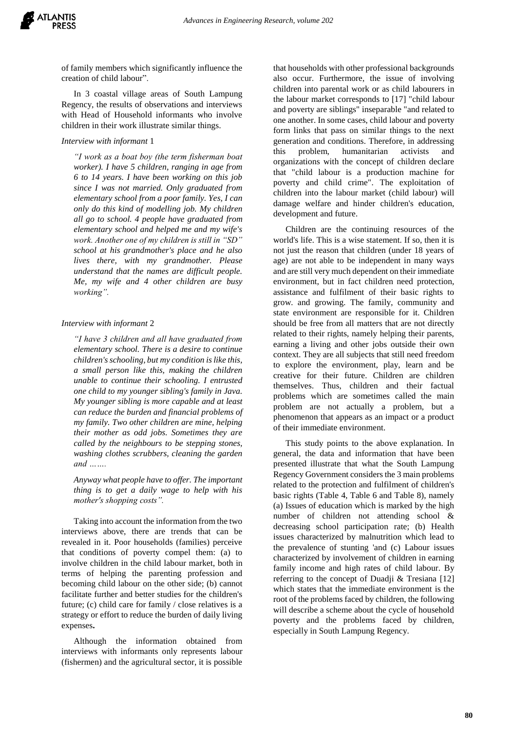of family members which significantly influence the creation of child labour".

In 3 coastal village areas of South Lampung Regency, the results of observations and interviews with Head of Household informants who involve children in their work illustrate similar things.

*Interview with informant* 1

> *"I work as a boat boy (the term fisherman boat worker). I have 5 children, ranging in age from 6 to 14 years. I have been working on this job since I was not married. Only graduated from elementary school from a poor family. Yes, I can only do this kind of modelling job. My children all go to school. 4 people have graduated from elementary school and helped me and my wife's work. Another one of my children is still in "SD" school at his grandmother's place and he also lives there, with my grandmother. Please understand that the names are difficult people. Me, my wife and 4 other children are busy working".*

*Interview with informant* 2

> *"I have 3 children and all have graduated from elementary school. There is a desire to continue children's schooling, but my condition is like this, a small person like this, making the children unable to continue their schooling. I entrusted one child to my younger sibling's family in Java. My younger sibling is more capable and at least can reduce the burden and financial problems of my family. Two other children are mine, helping their mother as odd jobs. Sometimes they are called by the neighbours to be stepping stones, washing clothes scrubbers, cleaning the garden and …….*
>
> *Anyway what people have to offer. The important thing is to get a daily wage to help with his mother's shopping costs".*

Taking into account the information from the two interviews above, there are trends that can be revealed in it. Poor households (families) perceive that conditions of poverty compel them: (a) to involve children in the child labour market, both in terms of helping the parenting profession and becoming child labour on the other side; (b) cannot facilitate further and better studies for the children's future; (c) child care for family / close relatives is a strategy or effort to reduce the burden of daily living expenses**.**

Although the information obtained from interviews with informants only represents labour (fishermen) and the agricultural sector, it is possible that households with other professional backgrounds also occur. Furthermore, the issue of involving children into parental work or as child labourers in the labour market corresponds to [17] "child labour and poverty are siblings" inseparable "and related to one another. In some cases, child labour and poverty form links that pass on similar things to the next generation and conditions. Therefore, in addressing this problem, humanitarian activists and organizations with the concept of children declare that "child labour is a production machine for poverty and child crime". The exploitation of children into the labour market (child labour) will damage welfare and hinder children's education, development and future.

Children are the continuing resources of the world's life. This is a wise statement. If so, then it is not just the reason that children (under 18 years of age) are not able to be independent in many ways and are still very much dependent on their immediate environment, but in fact children need protection, assistance and fulfilment of their basic rights to grow. and growing. The family, community and state environment are responsible for it. Children should be free from all matters that are not directly related to their rights, namely helping their parents, earning a living and other jobs outside their own context. They are all subjects that still need freedom to explore the environment, play, learn and be creative for their future. Children are children themselves. Thus, children and their factual problems which are sometimes called the main problem are not actually a problem, but a phenomenon that appears as an impact or a product of their immediate environment.

This study points to the above explanation. In general, the data and information that have been presented illustrate that what the South Lampung Regency Government considers the 3 main problems related to the protection and fulfilment of children's basic rights (Table 4, Table 6 and Table 8), namely (a) Issues of education which is marked by the high number of children not attending school & decreasing school participation rate; (b) Health issues characterized by malnutrition which lead to the prevalence of stunting 'and (c) Labour issues characterized by involvement of children in earning family income and high rates of child labour. By referring to the concept of Duadji & Tresiana [12] which states that the immediate environment is the root of the problems faced by children, the following will describe a scheme about the cycle of household poverty and the problems faced by children, especially in South Lampung Regency.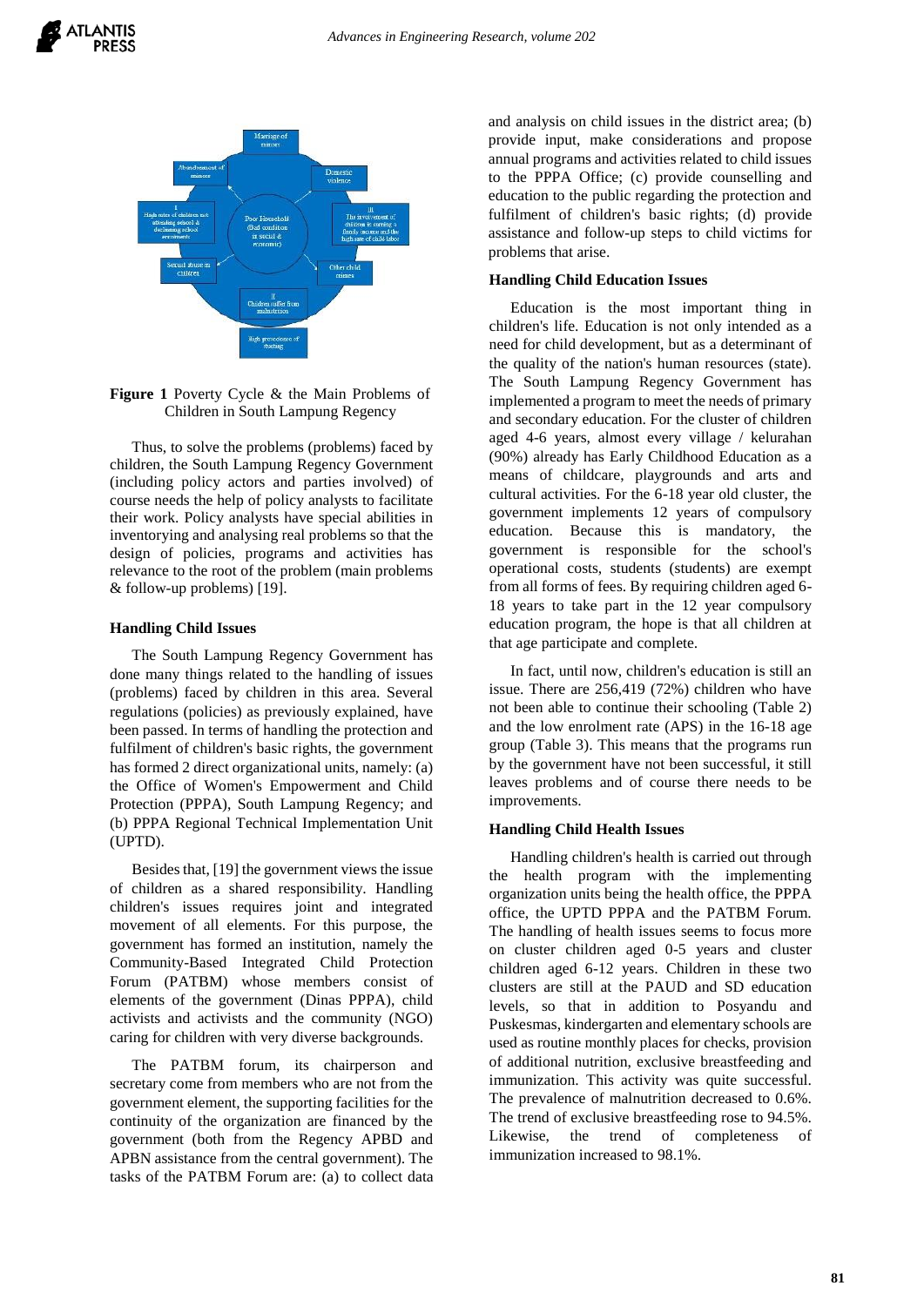**Figure 1** Poverty Cycle & the Main Problems of Children in South Lampung Regency

Thus, to solve the problems (problems) faced by children, the South Lampung Regency Government (including policy actors and parties involved) of course needs the help of policy analysts to facilitate their work. Policy analysts have special abilities in inventorying and analysing real problems so that the design of policies, programs and activities has relevance to the root of the problem (main problems & follow-up problems) [19].

### Handling Child Issues

The South Lampung Regency Government has done many things related to the handling of issues (problems) faced by children in this area. Several regulations (policies) as previously explained, have been passed. In terms of handling the protection and fulfilment of children's basic rights, the government has formed 2 direct organizational units, namely: (a) the Office of Women's Empowerment and Child Protection (PPPA), South Lampung Regency; and (b) PPPA Regional Technical Implementation Unit (UPTD).

Besides that, [19] the government views the issue of children as a shared responsibility. Handling children's issues requires joint and integrated movement of all elements. For this purpose, the government has formed an institution, namely the Community-Based Integrated Child Protection Forum (PATBM) whose members consist of elements of the government (Dinas PPPA), child activists and activists and the community (NGO) caring for children with very diverse backgrounds.

The PATBM forum, its chairperson and secretary come from members who are not from the government element, the supporting facilities for the continuity of the organization are financed by the government (both from the Regency APBD and APBN assistance from the central government). The tasks of the PATBM Forum are: (a) to collect data and analysis on child issues in the district area; (b) provide input, make considerations and propose annual programs and activities related to child issues to the PPPA Office; (c) provide counselling and education to the public regarding the protection and fulfilment of children's basic rights; (d) provide assistance and follow-up steps to child victims for problems that arise.

### Handling Child Education Issues

Education is the most important thing in children's life. Education is not only intended as a need for child development, but as a determinant of the quality of the nation's human resources (state). The South Lampung Regency Government has implemented a program to meet the needs of primary and secondary education. For the cluster of children aged 4-6 years, almost every village / kelurahan (90%) already has Early Childhood Education as a means of childcare, playgrounds and arts and cultural activities. For the 6-18 year old cluster, the government implements 12 years of compulsory education. Because this is mandatory, the government is responsible for the school's operational costs, students (students) are exempt from all forms of fees. By requiring children aged 6-18 years to take part in the 12 year compulsory education program, the hope is that all children at that age participate and complete.

In fact, until now, children's education is still an issue. There are 256,419 (72%) children who have not been able to continue their schooling (Table 2) and the low enrolment rate (APS) in the 16-18 age group (Table 3). This means that the programs run by the government have not been successful, it still leaves problems and of course there needs to be improvements.

### Handling Child Health Issues

Handling children's health is carried out through the health program with the implementing organization units being the health office, the PPPA office, the UPTD PPPA and the PATBM Forum. The handling of health issues seems to focus more on cluster children aged 0-5 years and cluster children aged 6-12 years. Children in these two clusters are still at the PAUD and SD education levels, so that in addition to Posyandu and Puskesmas, kindergarten and elementary schools are used as routine monthly places for checks, provision of additional nutrition, exclusive breastfeeding and immunization. This activity was quite successful. The prevalence of malnutrition decreased to 0.6%. The trend of exclusive breastfeeding rose to 94.5%. Likewise, the trend of completeness of immunization increased to 98.1%.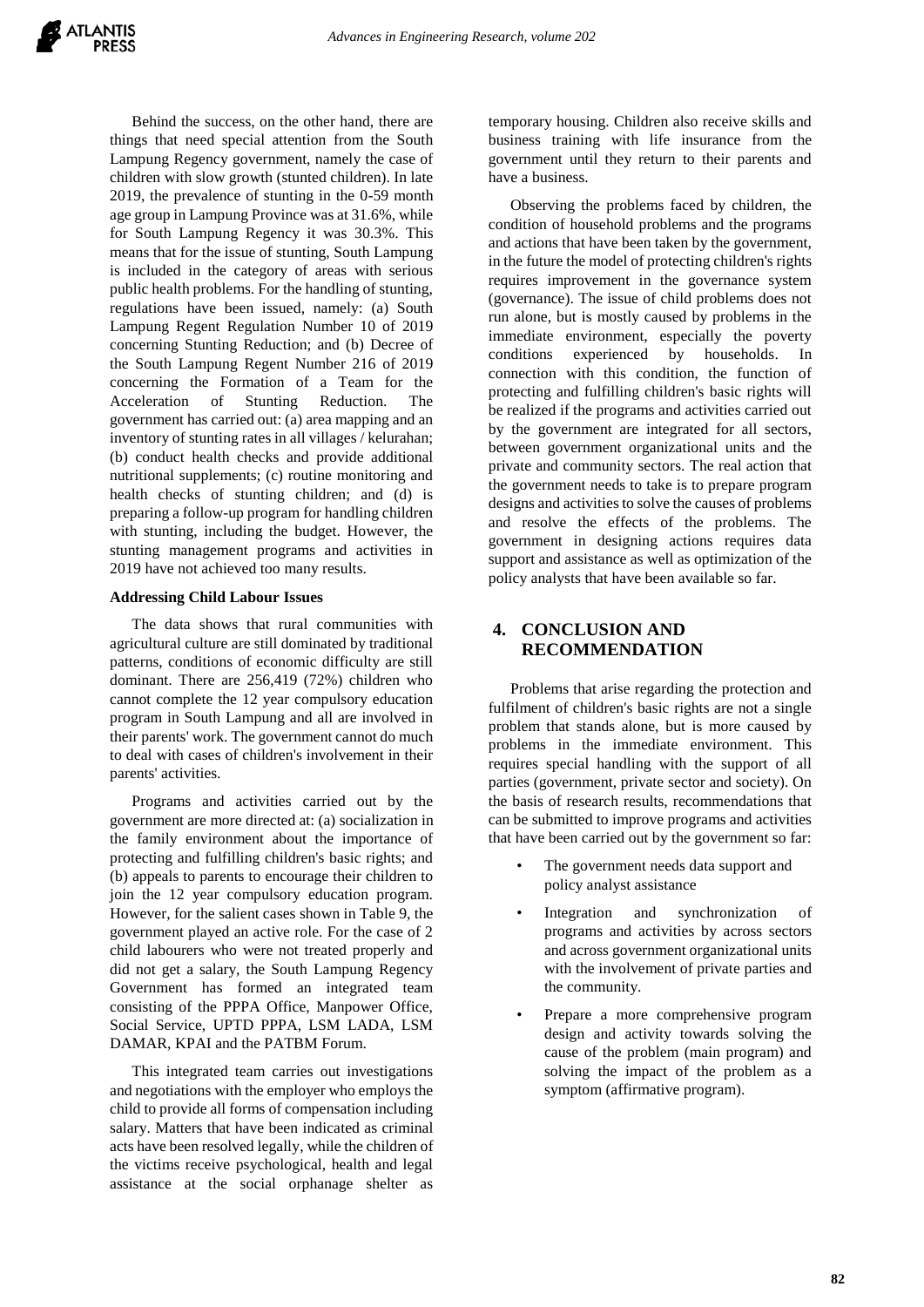Behind the success, on the other hand, there are things that need special attention from the South Lampung Regency government, namely the case of children with slow growth (stunted children). In late 2019, the prevalence of stunting in the 0-59 month age group in Lampung Province was at 31.6%, while for South Lampung Regency it was 30.3%. This means that for the issue of stunting, South Lampung is included in the category of areas with serious public health problems. For the handling of stunting, regulations have been issued, namely: (a) South Lampung Regent Regulation Number 10 of 2019 concerning Stunting Reduction; and (b) Decree of the South Lampung Regent Number 216 of 2019 concerning the Formation of a Team for the Acceleration of Stunting Reduction. The government has carried out: (a) area mapping and an inventory of stunting rates in all villages / kelurahan; (b) conduct health checks and provide additional nutritional supplements; (c) routine monitoring and health checks of stunting children; and (d) is preparing a follow-up program for handling children with stunting, including the budget. However, the stunting management programs and activities in 2019 have not achieved too many results.

**Addressing Child Labour Issues**

The data shows that rural communities with agricultural culture are still dominated by traditional patterns, conditions of economic difficulty are still dominant. There are 256,419 (72%) children who cannot complete the 12 year compulsory education program in South Lampung and all are involved in their parents' work. The government cannot do much to deal with cases of children's involvement in their parents' activities.

Programs and activities carried out by the government are more directed at: (a) socialization in the family environment about the importance of protecting and fulfilling children's basic rights; and (b) appeals to parents to encourage their children to join the 12 year compulsory education program. However, for the salient cases shown in Table 9, the government played an active role. For the case of 2 child labourers who were not treated properly and did not get a salary, the South Lampung Regency Government has formed an integrated team consisting of the PPPA Office, Manpower Office, Social Service, UPTD PPPA, LSM LADA, LSM DAMAR, KPAI and the PATBM Forum.

This integrated team carries out investigations and negotiations with the employer who employs the child to provide all forms of compensation including salary. Matters that have been indicated as criminal acts have been resolved legally, while the children of the victims receive psychological, health and legal assistance at the social orphanage shelter as temporary housing. Children also receive skills and business training with life insurance from the government until they return to their parents and have a business.

Observing the problems faced by children, the condition of household problems and the programs and actions that have been taken by the government, in the future the model of protecting children's rights requires improvement in the governance system (governance). The issue of child problems does not run alone, but is mostly caused by problems in the immediate environment, especially the poverty conditions experienced by households. In connection with this condition, the function of protecting and fulfilling children's basic rights will be realized if the programs and activities carried out by the government are integrated for all sectors, between government organizational units and the private and community sectors. The real action that the government needs to take is to prepare program designs and activities to solve the causes of problems and resolve the effects of the problems. The government in designing actions requires data support and assistance as well as optimization of the policy analysts that have been available so far.

## 4. CONCLUSION AND RECOMMENDATION

Problems that arise regarding the protection and fulfilment of children's basic rights are not a single problem that stands alone, but is more caused by problems in the immediate environment. This requires special handling with the support of all parties (government, private sector and society). On the basis of research results, recommendations that can be submitted to improve programs and activities that have been carried out by the government so far:

- The government needs data support and policy analyst assistance
- Integration and synchronization of programs and activities by across sectors and across government organizational units with the involvement of private parties and the community.
- Prepare a more comprehensive program design and activity towards solving the cause of the problem (main program) and solving the impact of the problem as a symptom (affirmative program).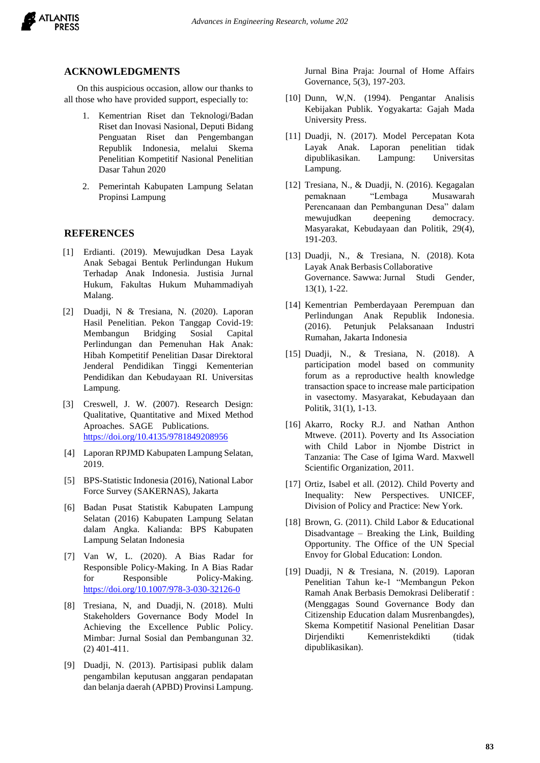## ACKNOWLEDGMENTS

On this auspicious occasion, allow our thanks to all those who have provided support, especially to:

1. Kementrian Riset dan Teknologi/Badan Riset dan Inovasi Nasional, Deputi Bidang Penguatan Riset dan Pengembangan Republik Indonesia, melalui Skema Penelitian Kompetitif Nasional Penelitian Dasar Tahun 2020
2. Pemerintah Kabupaten Lampung Selatan Propinsi Lampung

## REFERENCES

[1] Erdianti. (2019). Mewujudkan Desa Layak Anak Sebagai Bentuk Perlindungan Hukum Terhadap Anak Indonesia. Justisia Jurnal Hukum, Fakultas Hukum Muhammadiyah Malang.

[2] Duadji, N & Tresiana, N. (2020). Laporan Hasil Penelitian. Pekon Tanggap Covid-19: Membangun Bridging Sosial Capital Perlindungan dan Pemenuhan Hak Anak: Hibah Kompetitif Penelitian Dasar Direktoral Jenderal Pendidikan Tinggi Kementerian Pendidikan dan Kebudayaan RI. Universitas Lampung.

[3] Creswell, J. W. (2007). Research Design: Qualitative, Quantitative and Mixed Method Aproaches. SAGE Publications. https://doi.org/10.4135/9781849208956

[4] Laporan RPJMD Kabupaten Lampung Selatan, 2019.

[5] BPS-Statistic Indonesia (2016), National Labor Force Survey (SAKERNAS), Jakarta

[6] Badan Pusat Statistik Kabupaten Lampung Selatan (2016) Kabupaten Lampung Selatan dalam Angka. Kalianda: BPS Kabupaten Lampung Selatan Indonesia

[7] Van W, L. (2020). A Bias Radar for Responsible Policy-Making. In A Bias Radar for Responsible Policy-Making. https://doi.org/10.1007/978-3-030-32126-0

[8] Tresiana, N, and Duadji, N. (2018). Multi Stakeholders Governance Body Model In Achieving the Excellence Public Policy. Mimbar: Jurnal Sosial dan Pembangunan 32. (2) 401-411.

[9] Duadji, N. (2013). Partisipasi publik dalam pengambilan keputusan anggaran pendapatan dan belanja daerah (APBD) Provinsi Lampung. Jurnal Bina Praja: Journal of Home Affairs Governance, 5(3), 197-203.

[10] Dunn, W,N. (1994). Pengantar Analisis Kebijakan Publik. Yogyakarta: Gajah Mada University Press.

[11] Duadji, N. (2017). Model Percepatan Kota Layak Anak. Laporan penelitian tidak dipublikasikan. Lampung: Universitas Lampung.

[12] Tresiana, N., & Duadji, N. (2016). Kegagalan pemaknaan "Lembaga Musawarah Perencanaan dan Pembangunan Desa" dalam mewujudkan deepening democracy. Masyarakat, Kebudayaan dan Politik, 29(4), 191-203.

[13] Duadji, N., & Tresiana, N. (2018). Kota Layak Anak Berbasis Collaborative Governance. Sawwa: Jurnal Studi Gender, 13(1), 1-22.

[14] Kementrian Pemberdayaan Perempuan dan Perlindungan Anak Republik Indonesia. (2016). Petunjuk Pelaksanaan Industri Rumahan, Jakarta Indonesia

[15] Duadji, N., & Tresiana, N. (2018). A participation model based on community forum as a reproductive health knowledge transaction space to increase male participation in vasectomy. Masyarakat, Kebudayaan dan Politik, 31(1), 1-13.

[16] Akarro, Rocky R.J. and Nathan Anthon Mtweve. (2011). Poverty and Its Association with Child Labor in Njombe District in Tanzania: The Case of Igima Ward. Maxwell Scientific Organization, 2011.

[17] Ortiz, Isabel et all. (2012). Child Poverty and Inequality: New Perspectives. UNICEF, Division of Policy and Practice: New York.

[18] Brown, G. (2011). Child Labor & Educational Disadvantage – Breaking the Link, Building Opportunity. The Office of the UN Special Envoy for Global Education: London.

[19] Duadji, N & Tresiana, N. (2019). Laporan Penelitian Tahun ke-1 "Membangun Pekon Ramah Anak Berbasis Demokrasi Deliberatif : (Menggagas Sound Governance Body dan Citizenship Education dalam Musrenbangdes), Skema Kompetitif Nasional Penelitian Dasar Dirjendikti Kemenristekdikti (tidak dipublikasikan).